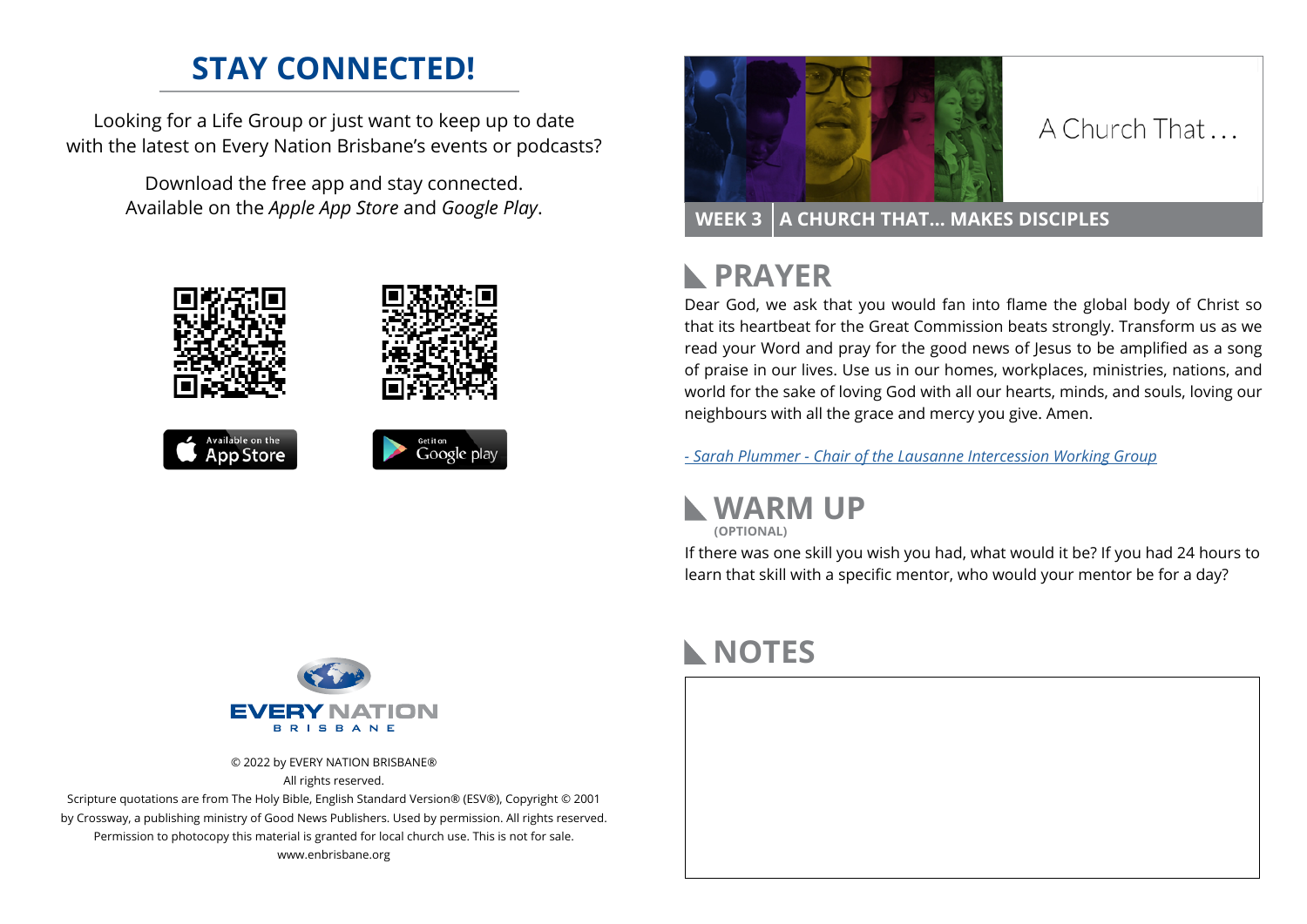## STAY CONNECTED!

Looking for a Life Group or just want to keep up to date with the latest on Every Nation Brisbane's events or podcasts?

Download the free app and stay connected. Available on the *Apple App Store* and *Google Play*.

Available on the App Store

Get it on Google play

EVERY NATION BRISBANE

© 2022 by EVERY NATION BRISBANE®
All rights reserved.
Scripture quotations are from The Holy Bible, English Standard Version® (ESV®), Copyright © 2001 by Crossway, a publishing ministry of Good News Publishers. Used by permission. All rights reserved.
Permission to photocopy this material is granted for local church use. This is not for sale.
www.enbrisbane.org

A Church That . . .

**WEEK 3 | A CHURCH THAT... MAKES DISCIPLES**

## PRAYER

Dear God, we ask that you would fan into flame the global body of Christ so that its heartbeat for the Great Commission beats strongly. Transform us as we read your Word and pray for the good news of Jesus to be amplified as a song of praise in our lives. Use us in our homes, workplaces, ministries, nations, and world for the sake of loving God with all our hearts, minds, and souls, loving our neighbours with all the grace and mercy you give. Amen.

*- Sarah Plummer - Chair of the Lausanne Intercession Working Group*

## WARM UP

**(OPTIONAL)**

If there was one skill you wish you had, what would it be? If you had 24 hours to learn that skill with a specific mentor, who would your mentor be for a day?

## NOTES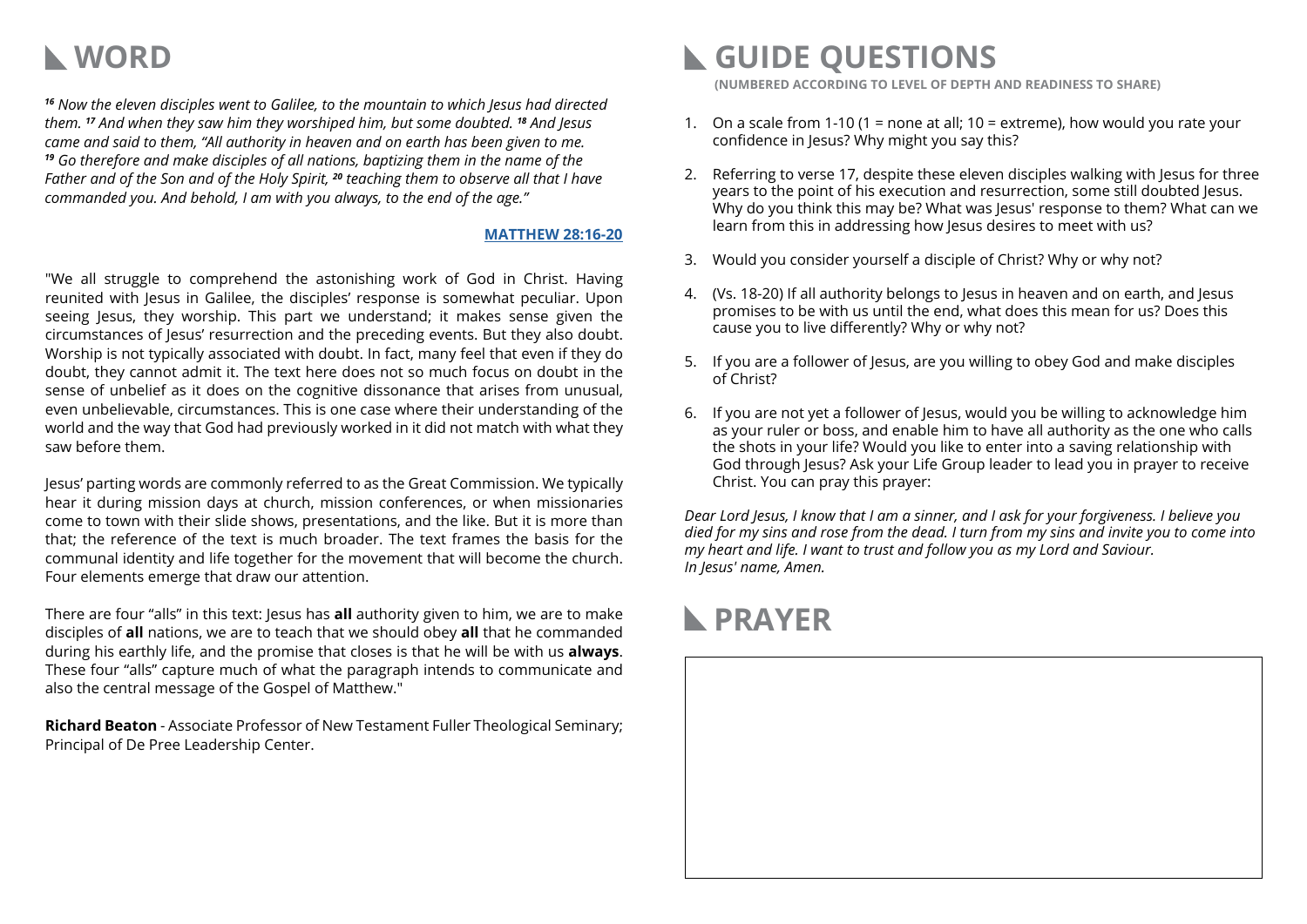# WORD

*[16] Now the eleven disciples went to Galilee, to the mountain to which Jesus had directed them. [17] And when they saw him they worshiped him, but some doubted. [18] And Jesus came and said to them, "All authority in heaven and on earth has been given to me. [19] Go therefore and make disciples of all nations, baptizing them in the name of the Father and of the Son and of the Holy Spirit, [20] teaching them to observe all that I have commanded you. And behold, I am with you always, to the end of the age."*

**MATTHEW 28:16-20**

"We all struggle to comprehend the astonishing work of God in Christ. Having reunited with Jesus in Galilee, the disciples' response is somewhat peculiar. Upon seeing Jesus, they worship. This part we understand; it makes sense given the circumstances of Jesus' resurrection and the preceding events. But they also doubt. Worship is not typically associated with doubt. In fact, many feel that even if they do doubt, they cannot admit it. The text here does not so much focus on doubt in the sense of unbelief as it does on the cognitive dissonance that arises from unusual, even unbelievable, circumstances. This is one case where their understanding of the world and the way that God had previously worked in it did not match with what they saw before them.

Jesus' parting words are commonly referred to as the Great Commission. We typically hear it during mission days at church, mission conferences, or when missionaries come to town with their slide shows, presentations, and the like. But it is more than that; the reference of the text is much broader. The text frames the basis for the communal identity and life together for the movement that will become the church. Four elements emerge that draw our attention.

There are four "alls" in this text: Jesus has **all** authority given to him, we are to make disciples of **all** nations, we are to teach that we should obey **all** that he commanded during his earthly life, and the promise that closes is that he will be with us **always**. These four "alls" capture much of what the paragraph intends to communicate and also the central message of the Gospel of Matthew."

**Richard Beaton** - Associate Professor of New Testament Fuller Theological Seminary; Principal of De Pree Leadership Center.

# GUIDE QUESTIONS

**(NUMBERED ACCORDING TO LEVEL OF DEPTH AND READINESS TO SHARE)**

1. On a scale from 1-10 (1 = none at all; 10 = extreme), how would you rate your confidence in Jesus? Why might you say this?
2. Referring to verse 17, despite these eleven disciples walking with Jesus for three years to the point of his execution and resurrection, some still doubted Jesus. Why do you think this may be? What was Jesus' response to them? What can we learn from this in addressing how Jesus desires to meet with us?
3. Would you consider yourself a disciple of Christ? Why or why not?
4. (Vs. 18-20) If all authority belongs to Jesus in heaven and on earth, and Jesus promises to be with us until the end, what does this mean for us? Does this cause you to live differently? Why or why not?
5. If you are a follower of Jesus, are you willing to obey God and make disciples of Christ?
6. If you are not yet a follower of Jesus, would you be willing to acknowledge him as your ruler or boss, and enable him to have all authority as the one who calls the shots in your life? Would you like to enter into a saving relationship with God through Jesus? Ask your Life Group leader to lead you in prayer to receive Christ. You can pray this prayer:

*Dear Lord Jesus, I know that I am a sinner, and I ask for your forgiveness. I believe you died for my sins and rose from the dead. I turn from my sins and invite you to come into my heart and life. I want to trust and follow you as my Lord and Saviour.*
*In Jesus' name, Amen.*

# PRAYER